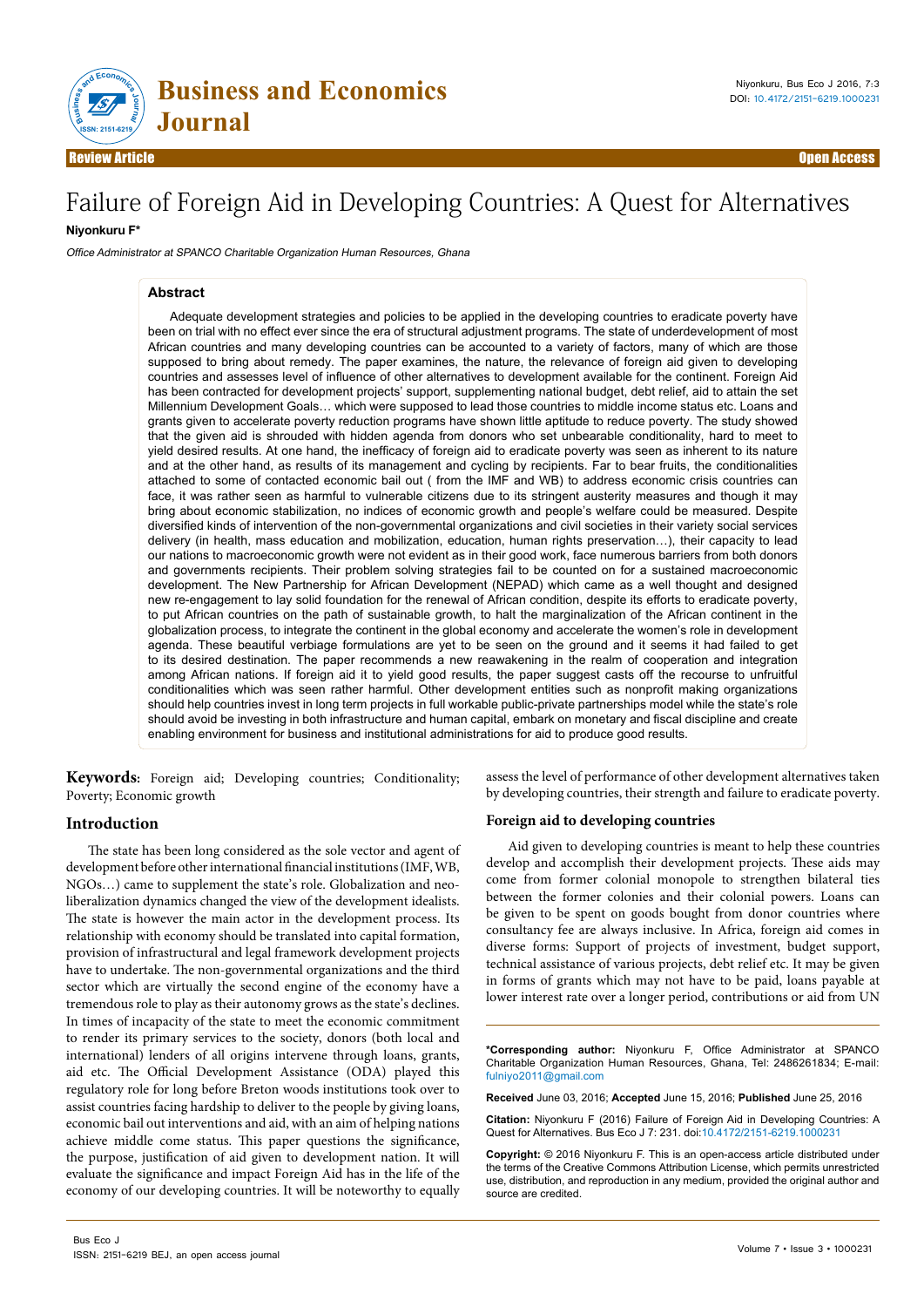Review Article | Open Access

# Failure of Foreign Aid in Developing Countries: A Quest for Alternatives

**Niyonkuru F***

*Office Administrator at SPANCO Charitable Organization Human Resources, Ghana*

## Abstract

Adequate development strategies and policies to be applied in the developing countries to eradicate poverty have been on trial with no effect ever since the era of structural adjustment programs. The state of underdevelopment of most African countries and many developing countries can be accounted to a variety of factors, many of which are those supposed to bring about remedy. The paper examines, the nature, the relevance of foreign aid given to developing countries and assesses level of influence of other alternatives to development available for the continent. Foreign Aid has been contracted for development projects' support, supplementing national budget, debt relief, aid to attain the set Millennium Development Goals… which were supposed to lead those countries to middle income status etc. Loans and grants given to accelerate poverty reduction programs have shown little aptitude to reduce poverty. The study showed that the given aid is shrouded with hidden agenda from donors who set unbearable conditionality, hard to meet to yield desired results. At one hand, the inefficacy of foreign aid to eradicate poverty was seen as inherent to its nature and at the other hand, as results of its management and cycling by recipients. Far to bear fruits, the conditionalities attached to some of contacted economic bail out ( from the IMF and WB) to address economic crisis countries can face, it was rather seen as harmful to vulnerable citizens due to its stringent austerity measures and though it may bring about economic stabilization, no indices of economic growth and people's welfare could be measured. Despite diversified kinds of intervention of the non-governmental organizations and civil societies in their variety social services delivery (in health, mass education and mobilization, education, human rights preservation…), their capacity to lead our nations to macroeconomic growth were not evident as in their good work, face numerous barriers from both donors and governments recipients. Their problem solving strategies fail to be counted on for a sustained macroeconomic development. The New Partnership for African Development (NEPAD) which came as a well thought and designed new re-engagement to lay solid foundation for the renewal of African condition, despite its efforts to eradicate poverty, to put African countries on the path of sustainable growth, to halt the marginalization of the African continent in the globalization process, to integrate the continent in the global economy and accelerate the women's role in development agenda. These beautiful verbiage formulations are yet to be seen on the ground and it seems it had failed to get to its desired destination. The paper recommends a new reawakening in the realm of cooperation and integration among African nations. If foreign aid it to yield good results, the paper suggest casts off the recourse to unfruitful conditionalities which was seen rather harmful. Other development entities such as nonprofit making organizations should help countries invest in long term projects in full workable public-private partnerships model while the state's role should avoid be investing in both infrastructure and human capital, embark on monetary and fiscal discipline and create enabling environment for business and institutional administrations for aid to produce good results.

**Keywords:** Foreign aid; Developing countries; Conditionality; Poverty; Economic growth

## Introduction

The state has been long considered as the sole vector and agent of development before other international financial institutions (IMF, WB, NGOs…) came to supplement the state's role. Globalization and neo-liberalization dynamics changed the view of the development idealists. The state is however the main actor in the development process. Its relationship with economy should be translated into capital formation, provision of infrastructural and legal framework development projects have to undertake. The non-governmental organizations and the third sector which are virtually the second engine of the economy have a tremendous role to play as their autonomy grows as the state's declines. In times of incapacity of the state to meet the economic commitment to render its primary services to the society, donors (both local and international) lenders of all origins intervene through loans, grants, aid etc. The Official Development Assistance (ODA) played this regulatory role for long before Breton woods institutions took over to assist countries facing hardship to deliver to the people by giving loans, economic bail out interventions and aid, with an aim of helping nations achieve middle come status. This paper questions the significance, the purpose, justification of aid given to development nation. It will evaluate the significance and impact Foreign Aid has in the life of the economy of our developing countries. It will be noteworthy to equally assess the level of performance of other development alternatives taken by developing countries, their strength and failure to eradicate poverty.

### Foreign aid to developing countries

Aid given to developing countries is meant to help these countries develop and accomplish their development projects. These aids may come from former colonial monopole to strengthen bilateral ties between the former colonies and their colonial powers. Loans can be given to be spent on goods bought from donor countries where consultancy fee are always inclusive. In Africa, foreign aid comes in diverse forms: Support of projects of investment, budget support, technical assistance of various projects, debt relief etc. It may be given in forms of grants which may not have to be paid, loans payable at lower interest rate over a longer period, contributions or aid from UN

---

***Corresponding author:** Niyonkuru F, Office Administrator at SPANCO Charitable Organization Human Resources, Ghana, Tel: 2486261834; E-mail: fulniyo2011@gmail.com

**Received** June 03, 2016; **Accepted** June 15, 2016; **Published** June 25, 2016

**Citation:** Niyonkuru F (2016) Failure of Foreign Aid in Developing Countries: A Quest for Alternatives. Bus Eco J 7: 231. doi:10.4172/2151-6219.1000231

**Copyright:** © 2016 Niyonkuru F. This is an open-access article distributed under the terms of the Creative Commons Attribution License, which permits unrestricted use, distribution, and reproduction in any medium, provided the original author and source are credited.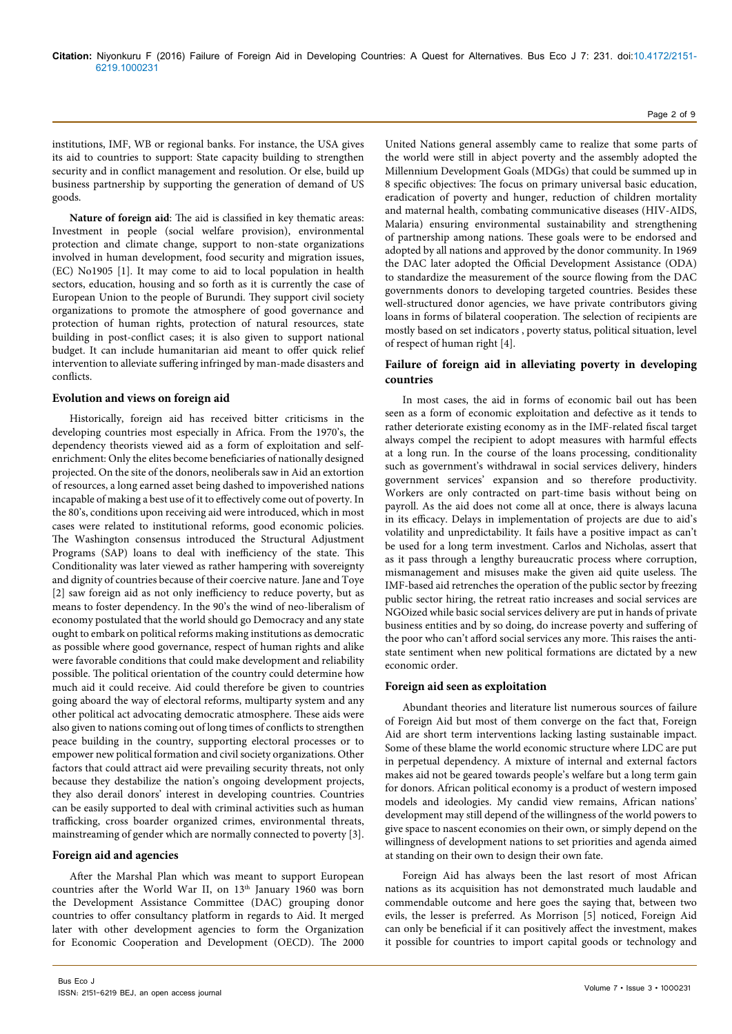institutions, IMF, WB or regional banks. For instance, the USA gives its aid to countries to support: State capacity building to strengthen security and in conflict management and resolution. Or else, build up business partnership by supporting the generation of demand of US goods.

**Nature of foreign aid**: The aid is classified in key thematic areas: Investment in people (social welfare provision), environmental protection and climate change, support to non-state organizations involved in human development, food security and migration issues, (EC) No1905 [1]. It may come to aid to local population in health sectors, education, housing and so forth as it is currently the case of European Union to the people of Burundi. They support civil society organizations to promote the atmosphere of good governance and protection of human rights, protection of natural resources, state building in post-conflict cases; it is also given to support national budget. It can include humanitarian aid meant to offer quick relief intervention to alleviate suffering infringed by man-made disasters and conflicts.

### Evolution and views on foreign aid

Historically, foreign aid has received bitter criticisms in the developing countries most especially in Africa. From the 1970's, the dependency theorists viewed aid as a form of exploitation and self-enrichment: Only the elites become beneficiaries of nationally designed projected. On the site of the donors, neoliberals saw in Aid an extortion of resources, a long earned asset being dashed to impoverished nations incapable of making a best use of it to effectively come out of poverty. In the 80's, conditions upon receiving aid were introduced, which in most cases were related to institutional reforms, good economic policies. The Washington consensus introduced the Structural Adjustment Programs (SAP) loans to deal with inefficiency of the state. This Conditionality was later viewed as rather hampering with sovereignty and dignity of countries because of their coercive nature. Jane and Toye [2] saw foreign aid as not only inefficiency to reduce poverty, but as means to foster dependency. In the 90's the wind of neo-liberalism of economy postulated that the world should go Democracy and any state ought to embark on political reforms making institutions as democratic as possible where good governance, respect of human rights and alike were favorable conditions that could make development and reliability possible. The political orientation of the country could determine how much aid it could receive. Aid could therefore be given to countries going aboard the way of electoral reforms, multiparty system and any other political act advocating democratic atmosphere. These aids were also given to nations coming out of long times of conflicts to strengthen peace building in the country, supporting electoral processes or to empower new political formation and civil society organizations. Other factors that could attract aid were prevailing security threats, not only because they destabilize the nation's ongoing development projects, they also derail donors' interest in developing countries. Countries can be easily supported to deal with criminal activities such as human trafficking, cross boarder organized crimes, environmental threats, mainstreaming of gender which are normally connected to poverty [3].

### Foreign aid and agencies

After the Marshal Plan which was meant to support European countries after the World War II, on 13th January 1960 was born the Development Assistance Committee (DAC) grouping donor countries to offer consultancy platform in regards to Aid. It merged later with other development agencies to form the Organization for Economic Cooperation and Development (OECD). The 2000 United Nations general assembly came to realize that some parts of the world were still in abject poverty and the assembly adopted the Millennium Development Goals (MDGs) that could be summed up in 8 specific objectives: The focus on primary universal basic education, eradication of poverty and hunger, reduction of children mortality and maternal health, combating communicative diseases (HIV-AIDS, Malaria) ensuring environmental sustainability and strengthening of partnership among nations. These goals were to be endorsed and adopted by all nations and approved by the donor community. In 1969 the DAC later adopted the Official Development Assistance (ODA) to standardize the measurement of the source flowing from the DAC governments donors to developing targeted countries. Besides these well-structured donor agencies, we have private contributors giving loans in forms of bilateral cooperation. The selection of recipients are mostly based on set indicators , poverty status, political situation, level of respect of human right [4].

### Failure of foreign aid in alleviating poverty in developing countries

In most cases, the aid in forms of economic bail out has been seen as a form of economic exploitation and defective as it tends to rather deteriorate existing economy as in the IMF-related fiscal target always compel the recipient to adopt measures with harmful effects at a long run. In the course of the loans processing, conditionality such as government's withdrawal in social services delivery, hinders government services' expansion and so therefore productivity. Workers are only contracted on part-time basis without being on payroll. As the aid does not come all at once, there is always lacuna in its efficacy. Delays in implementation of projects are due to aid's volatility and unpredictability. It fails have a positive impact as can't be used for a long term investment. Carlos and Nicholas, assert that as it pass through a lengthy bureaucratic process where corruption, mismanagement and misuses make the given aid quite useless. The IMF-based aid retrenches the operation of the public sector by freezing public sector hiring, the retreat ratio increases and social services are NGOized while basic social services delivery are put in hands of private business entities and by so doing, do increase poverty and suffering of the poor who can't afford social services any more. This raises the anti-state sentiment when new political formations are dictated by a new economic order.

### Foreign aid seen as exploitation

Abundant theories and literature list numerous sources of failure of Foreign Aid but most of them converge on the fact that, Foreign Aid are short term interventions lacking lasting sustainable impact. Some of these blame the world economic structure where LDC are put in perpetual dependency. A mixture of internal and external factors makes aid not be geared towards people's welfare but a long term gain for donors. African political economy is a product of western imposed models and ideologies. My candid view remains, African nations' development may still depend of the willingness of the world powers to give space to nascent economies on their own, or simply depend on the willingness of development nations to set priorities and agenda aimed at standing on their own to design their own fate.

Foreign Aid has always been the last resort of most African nations as its acquisition has not demonstrated much laudable and commendable outcome and here goes the saying that, between two evils, the lesser is preferred. As Morrison [5] noticed, Foreign Aid can only be beneficial if it can positively affect the investment, makes it possible for countries to import capital goods or technology and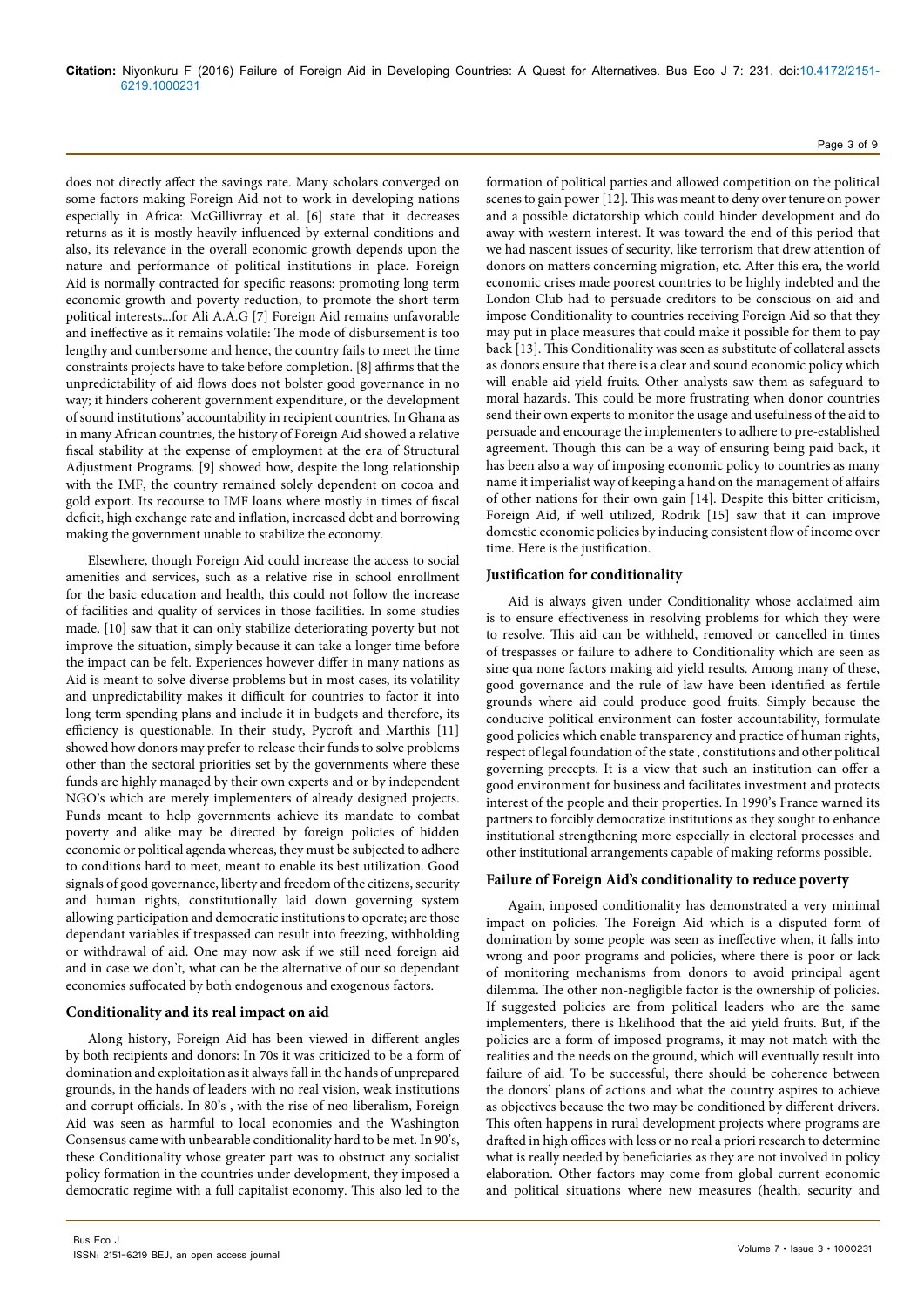does not directly affect the savings rate. Many scholars converged on some factors making Foreign Aid not to work in developing nations especially in Africa: McGillivrray et al. [6] state that it decreases returns as it is mostly heavily influenced by external conditions and also, its relevance in the overall economic growth depends upon the nature and performance of political institutions in place. Foreign Aid is normally contracted for specific reasons: promoting long term economic growth and poverty reduction, to promote the short-term political interests...for Ali A.A.G [7] Foreign Aid remains unfavorable and ineffective as it remains volatile: The mode of disbursement is too lengthy and cumbersome and hence, the country fails to meet the time constraints projects have to take before completion. [8] affirms that the unpredictability of aid flows does not bolster good governance in no way; it hinders coherent government expenditure, or the development of sound institutions' accountability in recipient countries. In Ghana as in many African countries, the history of Foreign Aid showed a relative fiscal stability at the expense of employment at the era of Structural Adjustment Programs. [9] showed how, despite the long relationship with the IMF, the country remained solely dependent on cocoa and gold export. Its recourse to IMF loans where mostly in times of fiscal deficit, high exchange rate and inflation, increased debt and borrowing making the government unable to stabilize the economy.

Elsewhere, though Foreign Aid could increase the access to social amenities and services, such as a relative rise in school enrollment for the basic education and health, this could not follow the increase of facilities and quality of services in those facilities. In some studies made, [10] saw that it can only stabilize deteriorating poverty but not improve the situation, simply because it can take a longer time before the impact can be felt. Experiences however differ in many nations as Aid is meant to solve diverse problems but in most cases, its volatility and unpredictability makes it difficult for countries to factor it into long term spending plans and include it in budgets and therefore, its efficiency is questionable. In their study, Pycroft and Marthis [11] showed how donors may prefer to release their funds to solve problems other than the sectoral priorities set by the governments where these funds are highly managed by their own experts and or by independent NGO's which are merely implementers of already designed projects. Funds meant to help governments achieve its mandate to combat poverty and alike may be directed by foreign policies of hidden economic or political agenda whereas, they must be subjected to adhere to conditions hard to meet, meant to enable its best utilization. Good signals of good governance, liberty and freedom of the citizens, security and human rights, constitutionally laid down governing system allowing participation and democratic institutions to operate; are those dependant variables if trespassed can result into freezing, withholding or withdrawal of aid. One may now ask if we still need foreign aid and in case we don't, what can be the alternative of our so dependant economies suffocated by both endogenous and exogenous factors.

## Conditionality and its real impact on aid

Along history, Foreign Aid has been viewed in different angles by both recipients and donors: In 70s it was criticized to be a form of domination and exploitation as it always fall in the hands of unprepared grounds, in the hands of leaders with no real vision, weak institutions and corrupt officials. In 80's , with the rise of neo-liberalism, Foreign Aid was seen as harmful to local economies and the Washington Consensus came with unbearable conditionality hard to be met. In 90's, these Conditionality whose greater part was to obstruct any socialist policy formation in the countries under development, they imposed a democratic regime with a full capitalist economy. This also led to the formation of political parties and allowed competition on the political scenes to gain power [12]. This was meant to deny over tenure on power and a possible dictatorship which could hinder development and do away with western interest. It was toward the end of this period that we had nascent issues of security, like terrorism that drew attention of donors on matters concerning migration, etc. After this era, the world economic crises made poorest countries to be highly indebted and the London Club had to persuade creditors to be conscious on aid and impose Conditionality to countries receiving Foreign Aid so that they may put in place measures that could make it possible for them to pay back [13]. This Conditionality was seen as substitute of collateral assets as donors ensure that there is a clear and sound economic policy which will enable aid yield fruits. Other analysts saw them as safeguard to moral hazards. This could be more frustrating when donor countries send their own experts to monitor the usage and usefulness of the aid to persuade and encourage the implementers to adhere to pre-established agreement. Though this can be a way of ensuring being paid back, it has been also a way of imposing economic policy to countries as many name it imperialist way of keeping a hand on the management of affairs of other nations for their own gain [14]. Despite this bitter criticism, Foreign Aid, if well utilized, Rodrik [15] saw that it can improve domestic economic policies by inducing consistent flow of income over time. Here is the justification.

## Justification for conditionality

Aid is always given under Conditionality whose acclaimed aim is to ensure effectiveness in resolving problems for which they were to resolve. This aid can be withheld, removed or cancelled in times of trespasses or failure to adhere to Conditionality which are seen as sine qua none factors making aid yield results. Among many of these, good governance and the rule of law have been identified as fertile grounds where aid could produce good fruits. Simply because the conducive political environment can foster accountability, formulate good policies which enable transparency and practice of human rights, respect of legal foundation of the state , constitutions and other political governing precepts. It is a view that such an institution can offer a good environment for business and facilitates investment and protects interest of the people and their properties. In 1990's France warned its partners to forcibly democratize institutions as they sought to enhance institutional strengthening more especially in electoral processes and other institutional arrangements capable of making reforms possible.

## Failure of Foreign Aid's conditionality to reduce poverty

Again, imposed conditionality has demonstrated a very minimal impact on policies. The Foreign Aid which is a disputed form of domination by some people was seen as ineffective when, it falls into wrong and poor programs and policies, where there is poor or lack of monitoring mechanisms from donors to avoid principal agent dilemma. The other non-negligible factor is the ownership of policies. If suggested policies are from political leaders who are the same implementers, there is likelihood that the aid yield fruits. But, if the policies are a form of imposed programs, it may not match with the realities and the needs on the ground, which will eventually result into failure of aid. To be successful, there should be coherence between the donors' plans of actions and what the country aspires to achieve as objectives because the two may be conditioned by different drivers. This often happens in rural development projects where programs are drafted in high offices with less or no real a priori research to determine what is really needed by beneficiaries as they are not involved in policy elaboration. Other factors may come from global current economic and political situations where new measures (health, security and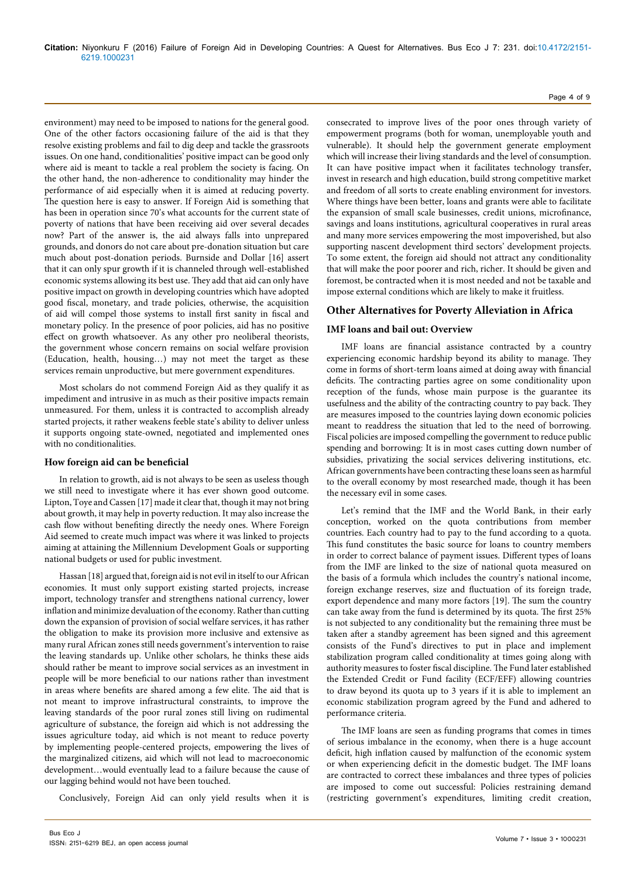environment) may need to be imposed to nations for the general good. One of the other factors occasioning failure of the aid is that they resolve existing problems and fail to dig deep and tackle the grassroots issues. On one hand, conditionalities' positive impact can be good only where aid is meant to tackle a real problem the society is facing. On the other hand, the non-adherence to conditionality may hinder the performance of aid especially when it is aimed at reducing poverty. The question here is easy to answer. If Foreign Aid is something that has been in operation since 70's what accounts for the current state of poverty of nations that have been receiving aid over several decades now? Part of the answer is, the aid always falls into unprepared grounds, and donors do not care about pre-donation situation but care much about post-donation periods. Burnside and Dollar [16] assert that it can only spur growth if it is channeled through well-established economic systems allowing its best use. They add that aid can only have positive impact on growth in developing countries which have adopted good fiscal, monetary, and trade policies, otherwise, the acquisition of aid will compel those systems to install first sanity in fiscal and monetary policy. In the presence of poor policies, aid has no positive effect on growth whatsoever. As any other pro neoliberal theorists, the government whose concern remains on social welfare provision (Education, health, housing…) may not meet the target as these services remain unproductive, but mere government expenditures.

Most scholars do not commend Foreign Aid as they qualify it as impediment and intrusive in as much as their positive impacts remain unmeasured. For them, unless it is contracted to accomplish already started projects, it rather weakens feeble state's ability to deliver unless it supports ongoing state-owned, negotiated and implemented ones with no conditionalities.

### How foreign aid can be beneficial

In relation to growth, aid is not always to be seen as useless though we still need to investigate where it has ever shown good outcome. Lipton, Toye and Cassen [17] made it clear that, though it may not bring about growth, it may help in poverty reduction. It may also increase the cash flow without benefiting directly the needy ones. Where Foreign Aid seemed to create much impact was where it was linked to projects aiming at attaining the Millennium Development Goals or supporting national budgets or used for public investment.

Hassan [18] argued that, foreign aid is not evil in itself to our African economies. It must only support existing started projects, increase import, technology transfer and strengthens national currency, lower inflation and minimize devaluation of the economy. Rather than cutting down the expansion of provision of social welfare services, it has rather the obligation to make its provision more inclusive and extensive as many rural African zones still needs government's intervention to raise the leaving standards up. Unlike other scholars, he thinks these aids should rather be meant to improve social services as an investment in people will be more beneficial to our nations rather than investment in areas where benefits are shared among a few elite. The aid that is not meant to improve infrastructural constraints, to improve the leaving standards of the poor rural zones still living on rudimental agriculture of substance, the foreign aid which is not addressing the issues agriculture today, aid which is not meant to reduce poverty by implementing people-centered projects, empowering the lives of the marginalized citizens, aid which will not lead to macroeconomic development…would eventually lead to a failure because the cause of our lagging behind would not have been touched.

Conclusively, Foreign Aid can only yield results when it is consecrated to improve lives of the poor ones through variety of empowerment programs (both for woman, unemployable youth and vulnerable). It should help the government generate employment which will increase their living standards and the level of consumption. It can have positive impact when it facilitates technology transfer, invest in research and high education, build strong competitive market and freedom of all sorts to create enabling environment for investors. Where things have been better, loans and grants were able to facilitate the expansion of small scale businesses, credit unions, microfinance, savings and loans institutions, agricultural cooperatives in rural areas and many more services empowering the most impoverished, but also supporting nascent development third sectors' development projects. To some extent, the foreign aid should not attract any conditionality that will make the poor poorer and rich, richer. It should be given and foremost, be contracted when it is most needed and not be taxable and impose external conditions which are likely to make it fruitless.

## Other Alternatives for Poverty Alleviation in Africa

### IMF loans and bail out: Overview

IMF loans are financial assistance contracted by a country experiencing economic hardship beyond its ability to manage. They come in forms of short-term loans aimed at doing away with financial deficits. The contracting parties agree on some conditionality upon reception of the funds, whose main purpose is the guarantee its usefulness and the ability of the contracting country to pay back. They are measures imposed to the countries laying down economic policies meant to readdress the situation that led to the need of borrowing. Fiscal policies are imposed compelling the government to reduce public spending and borrowing: It is in most cases cutting down number of subsidies, privatizing the social services delivering institutions, etc. African governments have been contracting these loans seen as harmful to the overall economy by most researched made, though it has been the necessary evil in some cases.

Let's remind that the IMF and the World Bank, in their early conception, worked on the quota contributions from member countries. Each country had to pay to the fund according to a quota. This fund constitutes the basic source for loans to country members in order to correct balance of payment issues. Different types of loans from the IMF are linked to the size of national quota measured on the basis of a formula which includes the country's national income, foreign exchange reserves, size and fluctuation of its foreign trade, export dependence and many more factors [19]. The sum the country can take away from the fund is determined by its quota. The first 25% is not subjected to any conditionality but the remaining three must be taken after a standby agreement has been signed and this agreement consists of the Fund's directives to put in place and implement stabilization program called conditionality at times going along with authority measures to foster fiscal discipline. The Fund later established the Extended Credit or Fund facility (ECF/EFF) allowing countries to draw beyond its quota up to 3 years if it is able to implement an economic stabilization program agreed by the Fund and adhered to performance criteria.

The IMF loans are seen as funding programs that comes in times of serious imbalance in the economy, when there is a huge account deficit, high inflation caused by malfunction of the economic system or when experiencing deficit in the domestic budget. The IMF loans are contracted to correct these imbalances and three types of policies are imposed to come out successful: Policies restraining demand (restricting government's expenditures, limiting credit creation,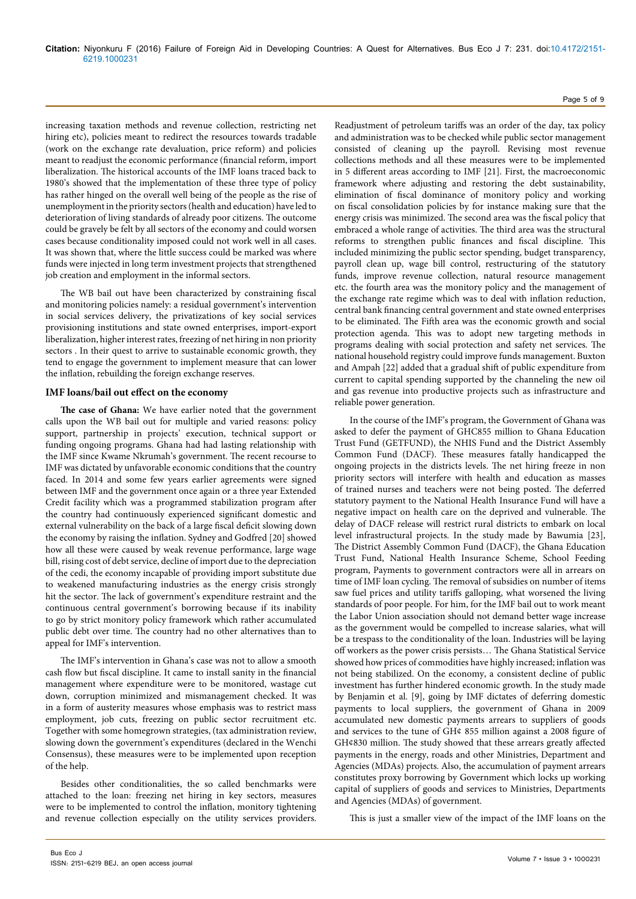increasing taxation methods and revenue collection, restricting net hiring etc), policies meant to redirect the resources towards tradable (work on the exchange rate devaluation, price reform) and policies meant to readjust the economic performance (financial reform, import liberalization. The historical accounts of the IMF loans traced back to 1980's showed that the implementation of these three type of policy has rather hinged on the overall well being of the people as the rise of unemployment in the priority sectors (health and education) have led to deterioration of living standards of already poor citizens. The outcome could be gravely be felt by all sectors of the economy and could worsen cases because conditionality imposed could not work well in all cases. It was shown that, where the little success could be marked was where funds were injected in long term investment projects that strengthened job creation and employment in the informal sectors.

The WB bail out have been characterized by constraining fiscal and monitoring policies namely: a residual government's intervention in social services delivery, the privatizations of key social services provisioning institutions and state owned enterprises, import-export liberalization, higher interest rates, freezing of net hiring in non priority sectors . In their quest to arrive to sustainable economic growth, they tend to engage the government to implement measure that can lower the inflation, rebuilding the foreign exchange reserves.

## IMF loans/bail out effect on the economy

**The case of Ghana:** We have earlier noted that the government calls upon the WB bail out for multiple and varied reasons: policy support, partnership in projects' execution, technical support or funding ongoing programs. Ghana had had lasting relationship with the IMF since Kwame Nkrumah's government. The recent recourse to IMF was dictated by unfavorable economic conditions that the country faced. In 2014 and some few years earlier agreements were signed between IMF and the government once again or a three year Extended Credit facility which was a programmed stabilization program after the country had continuously experienced significant domestic and external vulnerability on the back of a large fiscal deficit slowing down the economy by raising the inflation. Sydney and Godfred [20] showed how all these were caused by weak revenue performance, large wage bill, rising cost of debt service, decline of import due to the depreciation of the cedi, the economy incapable of providing import substitute due to weakened manufacturing industries as the energy crisis strongly hit the sector. The lack of government's expenditure restraint and the continuous central government's borrowing because if its inability to go by strict monitory policy framework which rather accumulated public debt over time. The country had no other alternatives than to appeal for IMF's intervention.

The IMF's intervention in Ghana's case was not to allow a smooth cash flow but fiscal discipline. It came to install sanity in the financial management where expenditure were to be monitored, wastage cut down, corruption minimized and mismanagement checked. It was in a form of austerity measures whose emphasis was to restrict mass employment, job cuts, freezing on public sector recruitment etc. Together with some homegrown strategies, (tax administration review, slowing down the government's expenditures (declared in the Wenchi Consensus), these measures were to be implemented upon reception of the help.

Besides other conditionalities, the so called benchmarks were attached to the loan: freezing net hiring in key sectors, measures were to be implemented to control the inflation, monitory tightening and revenue collection especially on the utility services providers. Readjustment of petroleum tariffs was an order of the day, tax policy and administration was to be checked while public sector management consisted of cleaning up the payroll. Revising most revenue collections methods and all these measures were to be implemented in 5 different areas according to IMF [21]. First, the macroeconomic framework where adjusting and restoring the debt sustainability, elimination of fiscal dominance of monitory policy and working on fiscal consolidation policies by for instance making sure that the energy crisis was minimized. The second area was the fiscal policy that embraced a whole range of activities. The third area was the structural reforms to strengthen public finances and fiscal discipline. This included minimizing the public sector spending, budget transparency, payroll clean up, wage bill control, restructuring of the statutory funds, improve revenue collection, natural resource management etc. the fourth area was the monitory policy and the management of the exchange rate regime which was to deal with inflation reduction, central bank financing central government and state owned enterprises to be eliminated. The Fifth area was the economic growth and social protection agenda. This was to adopt new targeting methods in programs dealing with social protection and safety net services. The national household registry could improve funds management. Buxton and Ampah [22] added that a gradual shift of public expenditure from current to capital spending supported by the channeling the new oil and gas revenue into productive projects such as infrastructure and reliable power generation.

In the course of the IMF's program, the Government of Ghana was asked to defer the payment of GHC855 million to Ghana Education Trust Fund (GETFUND), the NHIS Fund and the District Assembly Common Fund (DACF). These measures fatally handicapped the ongoing projects in the districts levels. The net hiring freeze in non priority sectors will interfere with health and education as masses of trained nurses and teachers were not being posted. The deferred statutory payment to the National Health Insurance Fund will have a negative impact on health care on the deprived and vulnerable. The delay of DACF release will restrict rural districts to embark on local level infrastructural projects. In the study made by Bawumia [23], The District Assembly Common Fund (DACF), the Ghana Education Trust Fund, National Health Insurance Scheme, School Feeding program, Payments to government contractors were all in arrears on time of IMF loan cycling. The removal of subsidies on number of items saw fuel prices and utility tariffs galloping, what worsened the living standards of poor people. For him, for the IMF bail out to work meant the Labor Union association should not demand better wage increase as the government would be compelled to increase salaries, what will be a trespass to the conditionality of the loan. Industries will be laying off workers as the power crisis persists… The Ghana Statistical Service showed how prices of commodities have highly increased; inflation was not being stabilized. On the economy, a consistent decline of public investment has further hindered economic growth. In the study made by Benjamin et al. [9], going by IMF dictates of deferring domestic payments to local suppliers, the government of Ghana in 2009 accumulated new domestic payments arrears to suppliers of goods and services to the tune of GH¢ 855 million against a 2008 figure of GH¢830 million. The study showed that these arrears greatly affected payments in the energy, roads and other Ministries, Department and Agencies (MDAs) projects. Also, the accumulation of payment arrears constitutes proxy borrowing by Government which locks up working capital of suppliers of goods and services to Ministries, Departments and Agencies (MDAs) of government.

This is just a smaller view of the impact of the IMF loans on the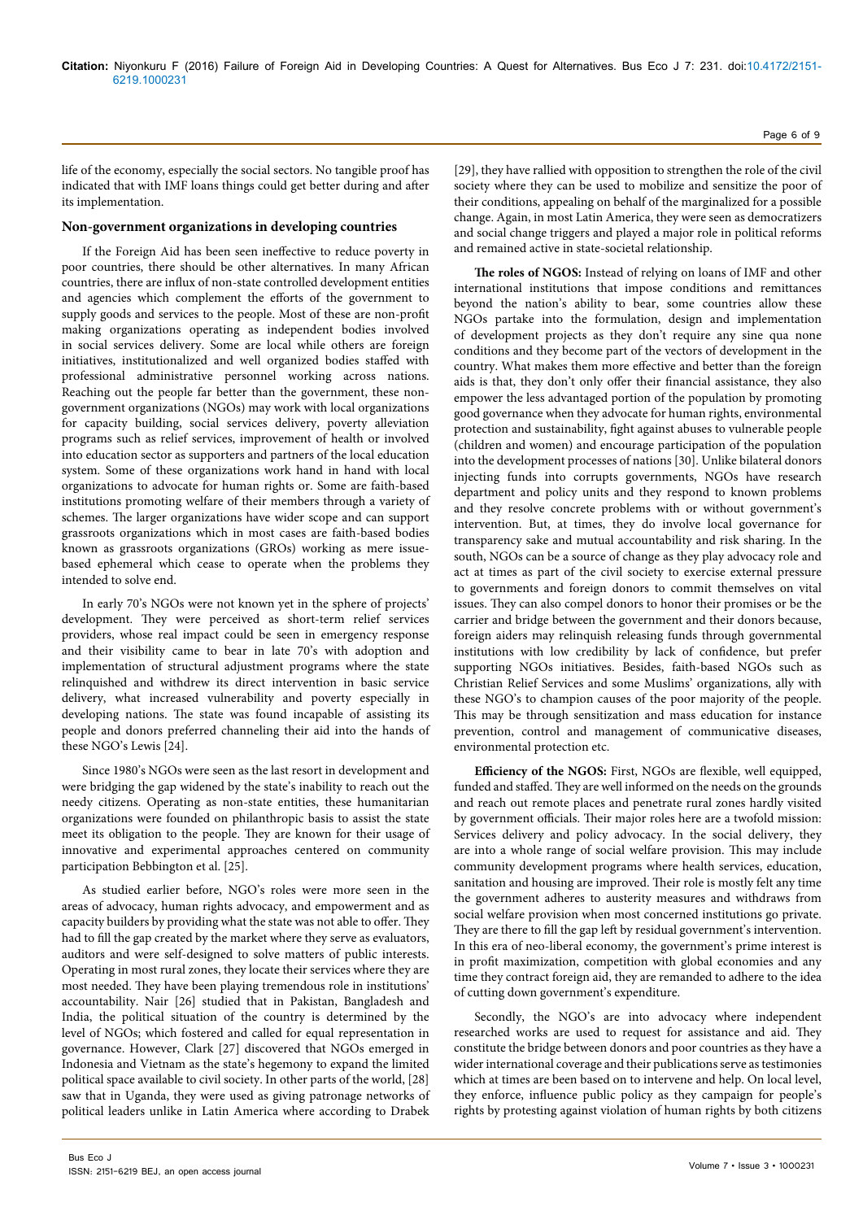life of the economy, especially the social sectors. No tangible proof has indicated that with IMF loans things could get better during and after its implementation.

### Non-government organizations in developing countries

If the Foreign Aid has been seen ineffective to reduce poverty in poor countries, there should be other alternatives. In many African countries, there are influx of non-state controlled development entities and agencies which complement the efforts of the government to supply goods and services to the people. Most of these are non-profit making organizations operating as independent bodies involved in social services delivery. Some are local while others are foreign initiatives, institutionalized and well organized bodies staffed with professional administrative personnel working across nations. Reaching out the people far better than the government, these non-government organizations (NGOs) may work with local organizations for capacity building, social services delivery, poverty alleviation programs such as relief services, improvement of health or involved into education sector as supporters and partners of the local education system. Some of these organizations work hand in hand with local organizations to advocate for human rights or. Some are faith-based institutions promoting welfare of their members through a variety of schemes. The larger organizations have wider scope and can support grassroots organizations which in most cases are faith-based bodies known as grassroots organizations (GROs) working as mere issue-based ephemeral which cease to operate when the problems they intended to solve end.

In early 70's NGOs were not known yet in the sphere of projects' development. They were perceived as short-term relief services providers, whose real impact could be seen in emergency response and their visibility came to bear in late 70's with adoption and implementation of structural adjustment programs where the state relinquished and withdrew its direct intervention in basic service delivery, what increased vulnerability and poverty especially in developing nations. The state was found incapable of assisting its people and donors preferred channeling their aid into the hands of these NGO's Lewis [24].

Since 1980's NGOs were seen as the last resort in development and were bridging the gap widened by the state's inability to reach out the needy citizens. Operating as non-state entities, these humanitarian organizations were founded on philanthropic basis to assist the state meet its obligation to the people. They are known for their usage of innovative and experimental approaches centered on community participation Bebbington et al. [25].

As studied earlier before, NGO's roles were more seen in the areas of advocacy, human rights advocacy, and empowerment and as capacity builders by providing what the state was not able to offer. They had to fill the gap created by the market where they serve as evaluators, auditors and were self-designed to solve matters of public interests. Operating in most rural zones, they locate their services where they are most needed. They have been playing tremendous role in institutions' accountability. Nair [26] studied that in Pakistan, Bangladesh and India, the political situation of the country is determined by the level of NGOs; which fostered and called for equal representation in governance. However, Clark [27] discovered that NGOs emerged in Indonesia and Vietnam as the state's hegemony to expand the limited political space available to civil society. In other parts of the world, [28] saw that in Uganda, they were used as giving patronage networks of political leaders unlike in Latin America where according to Drabek [29], they have rallied with opposition to strengthen the role of the civil society where they can be used to mobilize and sensitize the poor of their conditions, appealing on behalf of the marginalized for a possible change. Again, in most Latin America, they were seen as democratizers and social change triggers and played a major role in political reforms and remained active in state-societal relationship.

**The roles of NGOS:** Instead of relying on loans of IMF and other international institutions that impose conditions and remittances beyond the nation's ability to bear, some countries allow these NGOs partake into the formulation, design and implementation of development projects as they don't require any sine qua none conditions and they become part of the vectors of development in the country. What makes them more effective and better than the foreign aids is that, they don't only offer their financial assistance, they also empower the less advantaged portion of the population by promoting good governance when they advocate for human rights, environmental protection and sustainability, fight against abuses to vulnerable people (children and women) and encourage participation of the population into the development processes of nations [30]. Unlike bilateral donors injecting funds into corrupts governments, NGOs have research department and policy units and they respond to known problems and they resolve concrete problems with or without government's intervention. But, at times, they do involve local governance for transparency sake and mutual accountability and risk sharing. In the south, NGOs can be a source of change as they play advocacy role and act at times as part of the civil society to exercise external pressure to governments and foreign donors to commit themselves on vital issues. They can also compel donors to honor their promises or be the carrier and bridge between the government and their donors because, foreign aiders may relinquish releasing funds through governmental institutions with low credibility by lack of confidence, but prefer supporting NGOs initiatives. Besides, faith-based NGOs such as Christian Relief Services and some Muslims' organizations, ally with these NGO's to champion causes of the poor majority of the people. This may be through sensitization and mass education for instance prevention, control and management of communicative diseases, environmental protection etc.

**Efficiency of the NGOS:** First, NGOs are flexible, well equipped, funded and staffed. They are well informed on the needs on the grounds and reach out remote places and penetrate rural zones hardly visited by government officials. Their major roles here are a twofold mission: Services delivery and policy advocacy. In the social delivery, they are into a whole range of social welfare provision. This may include community development programs where health services, education, sanitation and housing are improved. Their role is mostly felt any time the government adheres to austerity measures and withdraws from social welfare provision when most concerned institutions go private. They are there to fill the gap left by residual government's intervention. In this era of neo-liberal economy, the government's prime interest is in profit maximization, competition with global economies and any time they contract foreign aid, they are remanded to adhere to the idea of cutting down government's expenditure.

Secondly, the NGO's are into advocacy where independent researched works are used to request for assistance and aid. They constitute the bridge between donors and poor countries as they have a wider international coverage and their publications serve as testimonies which at times are been based on to intervene and help. On local level, they enforce, influence public policy as they campaign for people's rights by protesting against violation of human rights by both citizens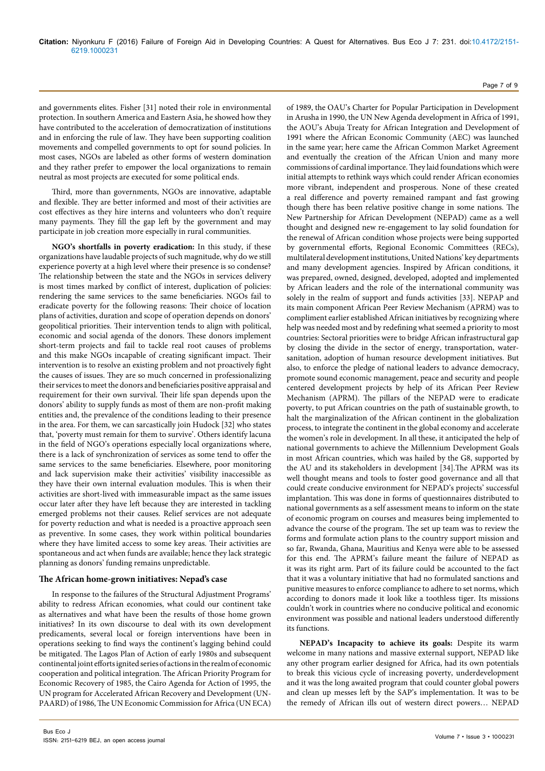and governments elites. Fisher [31] noted their role in environmental protection. In southern America and Eastern Asia, he showed how they have contributed to the acceleration of democratization of institutions and in enforcing the rule of law. They have been supporting coalition movements and compelled governments to opt for sound policies. In most cases, NGOs are labeled as other forms of western domination and they rather prefer to empower the local organizations to remain neutral as most projects are executed for some political ends.

Third, more than governments, NGOs are innovative, adaptable and flexible. They are better informed and most of their activities are cost effectives as they hire interns and volunteers who don't require many payments. They fill the gap left by the government and may participate in job creation more especially in rural communities.

**NGO's shortfalls in poverty eradication:** In this study, if these organizations have laudable projects of such magnitude, why do we still experience poverty at a high level where their presence is so condense? The relationship between the state and the NGOs in services delivery is most times marked by conflict of interest, duplication of policies: rendering the same services to the same beneficiaries. NGOs fail to eradicate poverty for the following reasons: Their choice of location plans of activities, duration and scope of operation depends on donors' geopolitical priorities. Their intervention tends to align with political, economic and social agenda of the donors. These donors implement short-term projects and fail to tackle real root causes of problems and this make NGOs incapable of creating significant impact. Their intervention is to resolve an existing problem and not proactively fight the causes of issues. They are so much concerned in professionalizing their services to meet the donors and beneficiaries positive appraisal and requirement for their own survival. Their life span depends upon the donors' ability to supply funds as most of them are non-profit making entities and, the prevalence of the conditions leading to their presence in the area. For them, we can sarcastically join Hudock [32] who states that, 'poverty must remain for them to survive'. Others identify lacuna in the field of NGO's operations especially local organizations where, there is a lack of synchronization of services as some tend to offer the same services to the same beneficiaries. Elsewhere, poor monitoring and lack supervision make their activities' visibility inaccessible as they have their own internal evaluation modules. This is when their activities are short-lived with immeasurable impact as the same issues occur later after they have left because they are interested in tackling emerged problems not their causes. Relief services are not adequate for poverty reduction and what is needed is a proactive approach seen as preventive. In some cases, they work within political boundaries where they have limited access to some key areas. Their activities are spontaneous and act when funds are available; hence they lack strategic planning as donors' funding remains unpredictable.

## The African home-grown initiatives: Nepad's case

In response to the failures of the Structural Adjustment Programs' ability to redress African economies, what could our continent take as alternatives and what have been the results of those home grown initiatives? In its own discourse to deal with its own development predicaments, several local or foreign interventions have been in operations seeking to find ways the continent's lagging behind could be mitigated. The Lagos Plan of Action of early 1980s and subsequent continental joint efforts ignited series of actions in the realm of economic cooperation and political integration. The African Priority Program for Economic Recovery of 1985, the Cairo Agenda for Action of 1995, the UN program for Accelerated African Recovery and Development (UN-PAARD) of 1986, The UN Economic Commission for Africa (UN ECA) of 1989, the OAU's Charter for Popular Participation in Development in Arusha in 1990, the UN New Agenda development in Africa of 1991, the AOU's Abuja Treaty for African Integration and Development of 1991 where the African Economic Community (AEC) was launched in the same year; here came the African Common Market Agreement and eventually the creation of the African Union and many more commissions of cardinal importance. They laid foundations which were initial attempts to rethink ways which could render African economies more vibrant, independent and prosperous. None of these created a real difference and poverty remained rampant and fast growing though there has been relative positive change in some nations. The New Partnership for African Development (NEPAD) came as a well thought and designed new re-engagement to lay solid foundation for the renewal of African condition whose projects were being supported by governmental efforts, Regional Economic Committees (RECs), multilateral development institutions, United Nations' key departments and many development agencies. Inspired by African conditions, it was prepared, owned, designed, developed, adopted and implemented by African leaders and the role of the international community was solely in the realm of support and funds activities [33]. NEPAP and its main component African Peer Review Mechanism (APRM) was to compliment earlier established African initiatives by recognizing where help was needed most and by redefining what seemed a priority to most countries: Sectoral priorities were to bridge African infrastructural gap by closing the divide in the sector of energy, transportation, water-sanitation, adoption of human resource development initiatives. But also, to enforce the pledge of national leaders to advance democracy, promote sound economic management, peace and security and people centered development projects by help of its African Peer Review Mechanism (APRM). The pillars of the NEPAD were to eradicate poverty, to put African countries on the path of sustainable growth, to halt the marginalization of the African continent in the globalization process, to integrate the continent in the global economy and accelerate the women's role in development. In all these, it anticipated the help of national governments to achieve the Millennium Development Goals in most African countries, which was hailed by the G8, supported by the AU and its stakeholders in development [34].The APRM was its well thought means and tools to foster good governance and all that could create conducive environment for NEPAD's projects' successful implantation. This was done in forms of questionnaires distributed to national governments as a self assessment means to inform on the state of economic program on courses and measures being implemented to advance the course of the program. The set up team was to review the forms and formulate action plans to the country support mission and so far, Rwanda, Ghana, Mauritius and Kenya were able to be assessed for this end. The APRM's failure meant the failure of NEPAD as it was its right arm. Part of its failure could be accounted to the fact that it was a voluntary initiative that had no formulated sanctions and punitive measures to enforce compliance to adhere to set norms, which according to donors made it look like a toothless tiger. Its missions couldn't work in countries where no conducive political and economic environment was possible and national leaders understood differently its functions.

**NEPAD's Incapacity to achieve its goals:** Despite its warm welcome in many nations and massive external support, NEPAD like any other program earlier designed for Africa, had its own potentials to break this vicious cycle of increasing poverty, underdevelopment and it was the long awaited program that could counter global powers and clean up messes left by the SAP's implementation. It was to be the remedy of African ills out of western direct powers… NEPAD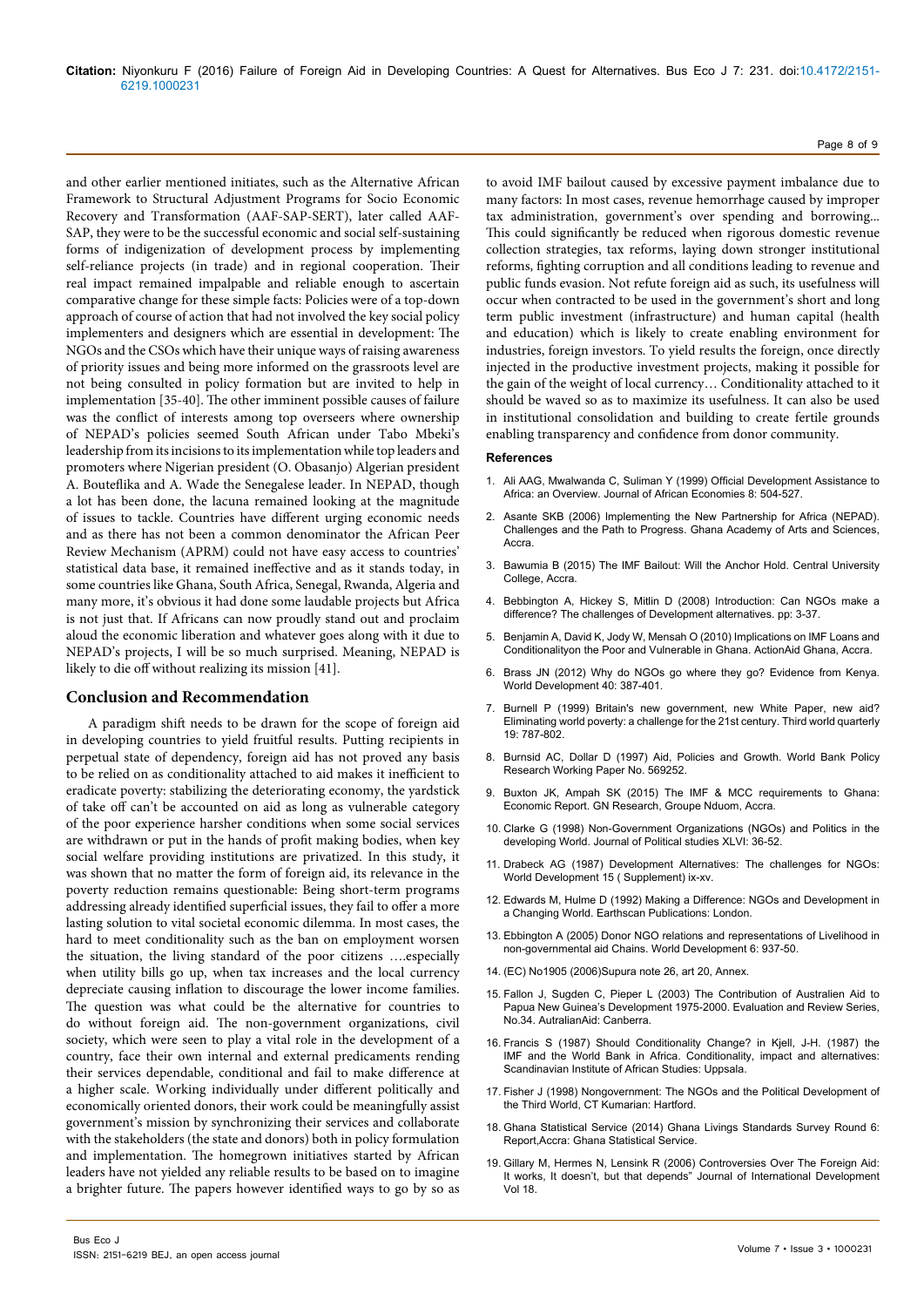and other earlier mentioned initiates, such as the Alternative African Framework to Structural Adjustment Programs for Socio Economic Recovery and Transformation (AAF-SAP-SERT), later called AAF-SAP, they were to be the successful economic and social self-sustaining forms of indigenization of development process by implementing self-reliance projects (in trade) and in regional cooperation. Their real impact remained impalpable and reliable enough to ascertain comparative change for these simple facts: Policies were of a top-down approach of course of action that had not involved the key social policy implementers and designers which are essential in development: The NGOs and the CSOs which have their unique ways of raising awareness of priority issues and being more informed on the grassroots level are not being consulted in policy formation but are invited to help in implementation [35-40]. The other imminent possible causes of failure was the conflict of interests among top overseers where ownership of NEPAD's policies seemed South African under Tabo Mbeki's leadership from its incisions to its implementation while top leaders and promoters where Nigerian president (O. Obasanjo) Algerian president A. Bouteflika and A. Wade the Senegalese leader. In NEPAD, though a lot has been done, the lacuna remained looking at the magnitude of issues to tackle. Countries have different urging economic needs and as there has not been a common denominator the African Peer Review Mechanism (APRM) could not have easy access to countries' statistical data base, it remained ineffective and as it stands today, in some countries like Ghana, South Africa, Senegal, Rwanda, Algeria and many more, it's obvious it had done some laudable projects but Africa is not just that. If Africans can now proudly stand out and proclaim aloud the economic liberation and whatever goes along with it due to NEPAD's projects, I will be so much surprised. Meaning, NEPAD is likely to die off without realizing its mission [41].

## Conclusion and Recommendation

A paradigm shift needs to be drawn for the scope of foreign aid in developing countries to yield fruitful results. Putting recipients in perpetual state of dependency, foreign aid has not proved any basis to be relied on as conditionality attached to aid makes it inefficient to eradicate poverty: stabilizing the deteriorating economy, the yardstick of take off can't be accounted on aid as long as vulnerable category of the poor experience harsher conditions when some social services are withdrawn or put in the hands of profit making bodies, when key social welfare providing institutions are privatized. In this study, it was shown that no matter the form of foreign aid, its relevance in the poverty reduction remains questionable: Being short-term programs addressing already identified superficial issues, they fail to offer a more lasting solution to vital societal economic dilemma. In most cases, the hard to meet conditionality such as the ban on employment worsen the situation, the living standard of the poor citizens ….especially when utility bills go up, when tax increases and the local currency depreciate causing inflation to discourage the lower income families. The question was what could be the alternative for countries to do without foreign aid. The non-government organizations, civil society, which were seen to play a vital role in the development of a country, face their own internal and external predicaments rending their services dependable, conditional and fail to make difference at a higher scale. Working individually under different politically and economically oriented donors, their work could be meaningfully assist government's mission by synchronizing their services and collaborate with the stakeholders (the state and donors) both in policy formulation and implementation. The homegrown initiatives started by African leaders have not yielded any reliable results to be based on to imagine a brighter future. The papers however identified ways to go by so as to avoid IMF bailout caused by excessive payment imbalance due to many factors: In most cases, revenue hemorrhage caused by improper tax administration, government's over spending and borrowing... This could significantly be reduced when rigorous domestic revenue collection strategies, tax reforms, laying down stronger institutional reforms, fighting corruption and all conditions leading to revenue and public funds evasion. Not refute foreign aid as such, its usefulness will occur when contracted to be used in the government's short and long term public investment (infrastructure) and human capital (health and education) which is likely to create enabling environment for industries, foreign investors. To yield results the foreign, once directly injected in the productive investment projects, making it possible for the gain of the weight of local currency… Conditionality attached to it should be waved so as to maximize its usefulness. It can also be used in institutional consolidation and building to create fertile grounds enabling transparency and confidence from donor community.

### References

1. Ali AAG, Mwalwanda C, Suliman Y (1999) Official Development Assistance to Africa: an Overview. Journal of African Economies 8: 504-527.
2. Asante SKB (2006) Implementing the New Partnership for Africa (NEPAD). Challenges and the Path to Progress. Ghana Academy of Arts and Sciences, Accra.
3. Bawumia B (2015) The IMF Bailout: Will the Anchor Hold. Central University College, Accra.
4. Bebbington A, Hickey S, Mitlin D (2008) Introduction: Can NGOs make a difference? The challenges of Development alternatives. pp: 3-37.
5. Benjamin A, David K, Jody W, Mensah O (2010) Implications on IMF Loans and Conditionalityon the Poor and Vulnerable in Ghana. ActionAid Ghana, Accra.
6. Brass JN (2012) Why do NGOs go where they go? Evidence from Kenya. World Development 40: 387-401.
7. Burnell P (1999) Britain's new government, new White Paper, new aid? Eliminating world poverty: a challenge for the 21st century. Third world quarterly 19: 787-802.
8. Burnsid AC, Dollar D (1997) Aid, Policies and Growth. World Bank Policy Research Working Paper No. 569252.
9. Buxton JK, Ampah SK (2015) The IMF & MCC requirements to Ghana: Economic Report. GN Research, Groupe Nduom, Accra.
10. Clarke G (1998) Non-Government Organizations (NGOs) and Politics in the developing World. Journal of Political studies XLVI: 36-52.
11. Drabeck AG (1987) Development Alternatives: The challenges for NGOs: World Development 15 ( Supplement) ix-xv.
12. Edwards M, Hulme D (1992) Making a Difference: NGOs and Development in a Changing World. Earthscan Publications: London.
13. Ebbington A (2005) Donor NGO relations and representations of Livelihood in non-governmental aid Chains. World Development 6: 937-50.
14. (EC) No1905 (2006)Supura note 26, art 20, Annex.
15. Fallon J, Sugden C, Pieper L (2003) The Contribution of Australien Aid to Papua New Guinea's Development 1975-2000. Evaluation and Review Series, No.34. AutralianAid: Canberra.
16. Francis S (1987) Should Conditionality Change? in Kjell, J-H. (1987) the IMF and the World Bank in Africa. Conditionality, impact and alternatives: Scandinavian Institute of African Studies: Uppsala.
17. Fisher J (1998) Nongovernment: The NGOs and the Political Development of the Third World, CT Kumarian: Hartford.
18. Ghana Statistical Service (2014) Ghana Livings Standards Survey Round 6: Report,Accra: Ghana Statistical Service.
19. Gillary M, Hermes N, Lensink R (2006) Controversies Over The Foreign Aid: It works, It doesn't, but that depends" Journal of International Development Vol 18.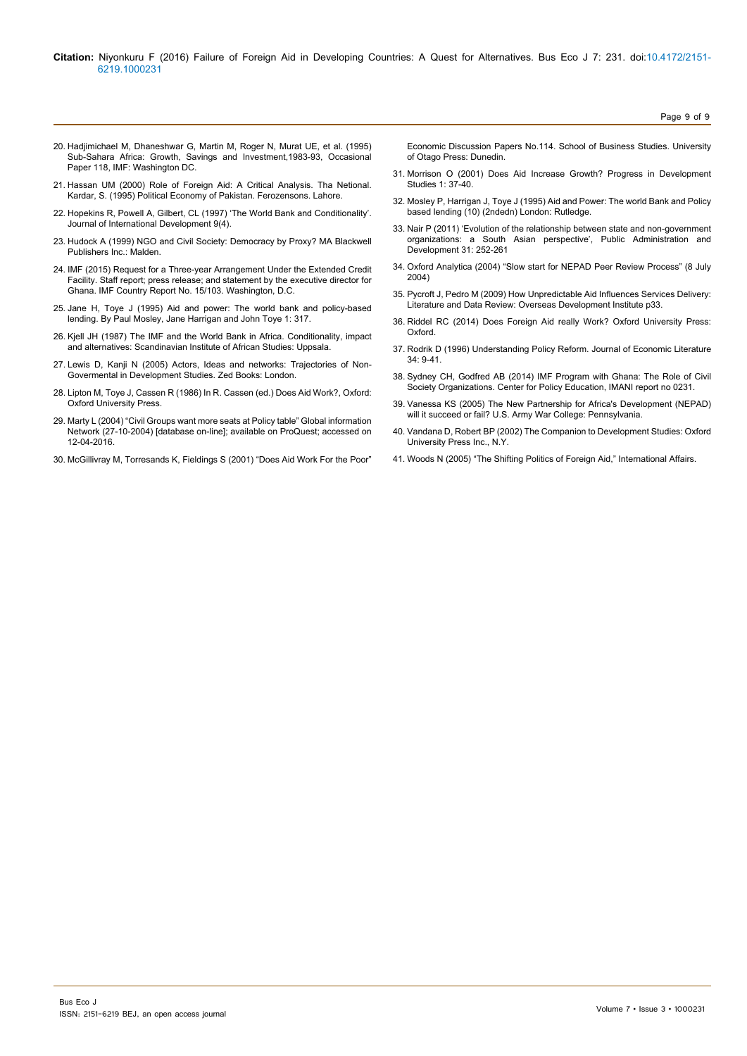20. Hadjimichael M, Dhaneshwar G, Martin M, Roger N, Murat UE, et al. (1995) Sub-Sahara Africa: Growth, Savings and Investment,1983-93, Occasional Paper 118, IMF: Washington DC.

21. Hassan UM (2000) Role of Foreign Aid: A Critical Analysis. Tha Netional. Kardar, S. (1995) Political Economy of Pakistan. Ferozensons. Lahore.

22. Hopekins R, Powell A, Gilbert, CL (1997) 'The World Bank and Conditionality'. Journal of International Development 9(4).

23. Hudock A (1999) NGO and Civil Society: Democracy by Proxy? MA Blackwell Publishers Inc.: Malden.

24. IMF (2015) Request for a Three-year Arrangement Under the Extended Credit Facility. Staff report; press release; and statement by the executive director for Ghana. IMF Country Report No. 15/103. Washington, D.C.

25. Jane H, Toye J (1995) Aid and power: The world bank and policy-based lending. By Paul Mosley, Jane Harrigan and John Toye 1: 317.

26. Kjell JH (1987) The IMF and the World Bank in Africa. Conditionality, impact and alternatives: Scandinavian Institute of African Studies: Uppsala.

27. Lewis D, Kanji N (2005) Actors, Ideas and networks: Trajectories of Non-Govermental in Development Studies. Zed Books: London.

28. Lipton M, Toye J, Cassen R (1986) In R. Cassen (ed.) Does Aid Work?, Oxford: Oxford University Press.

29. Marty L (2004) "Civil Groups want more seats at Policy table" Global information Network (27-10-2004) [database on-line]; available on ProQuest; accessed on 12-04-2016.

30. McGillivray M, Torresands K, Fieldings S (2001) "Does Aid Work For the Poor" Economic Discussion Papers No.114. School of Business Studies. University of Otago Press: Dunedin.

31. Morrison O (2001) Does Aid Increase Growth? Progress in Development Studies 1: 37-40.

32. Mosley P, Harrigan J, Toye J (1995) Aid and Power: The world Bank and Policy based lending (10) (2ndedn) London: Rutledge.

33. Nair P (2011) 'Evolution of the relationship between state and non-government organizations: a South Asian perspective', Public Administration and Development 31: 252-261

34. Oxford Analytica (2004) "Slow start for NEPAD Peer Review Process" (8 July 2004)

35. Pycroft J, Pedro M (2009) How Unpredictable Aid Influences Services Delivery: Literature and Data Review: Overseas Development Institute p33.

36. Riddel RC (2014) Does Foreign Aid really Work? Oxford University Press: Oxford.

37. Rodrik D (1996) Understanding Policy Reform. Journal of Economic Literature 34: 9-41.

38. Sydney CH, Godfred AB (2014) IMF Program with Ghana: The Role of Civil Society Organizations. Center for Policy Education, IMANI report no 0231.

39. Vanessa KS (2005) The New Partnership for Africa's Development (NEPAD) will it succeed or fail? U.S. Army War College: Pennsylvania.

40. Vandana D, Robert BP (2002) The Companion to Development Studies: Oxford University Press Inc., N.Y.

41. Woods N (2005) "The Shifting Politics of Foreign Aid," International Affairs.